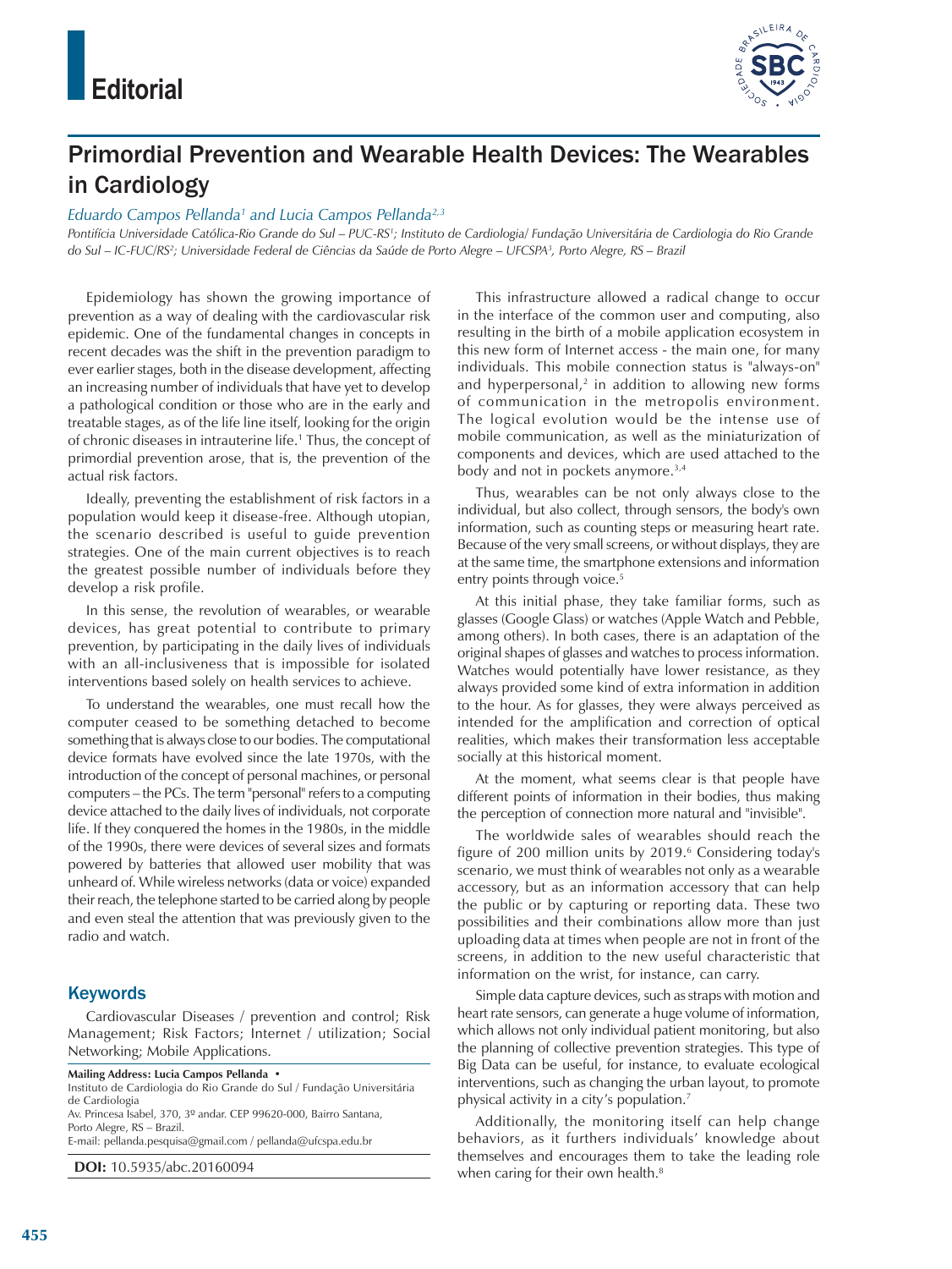Editorial

# Primordial Prevention and Wearable Health Devices: The Wearables in Cardiology

*Eduardo Campos Pellanda[1] and Lucia Campos Pellanda[2,3]*

*Pontifícia Universidade Católica-Rio Grande do Sul – PUC-RS[1]; Instituto de Cardiologia/ Fundação Universitária de Cardiologia do Rio Grande do Sul – IC-FUC/RS[2]; Universidade Federal de Ciências da Saúde de Porto Alegre – UFCSPA[3], Porto Alegre, RS – Brazil*

Epidemiology has shown the growing importance of prevention as a way of dealing with the cardiovascular risk epidemic. One of the fundamental changes in concepts in recent decades was the shift in the prevention paradigm to ever earlier stages, both in the disease development, affecting an increasing number of individuals that have yet to develop a pathological condition or those who are in the early and treatable stages, as of the life line itself, looking for the origin of chronic diseases in intrauterine life.[1] Thus, the concept of primordial prevention arose, that is, the prevention of the actual risk factors.

Ideally, preventing the establishment of risk factors in a population would keep it disease-free. Although utopian, the scenario described is useful to guide prevention strategies. One of the main current objectives is to reach the greatest possible number of individuals before they develop a risk profile.

In this sense, the revolution of wearables, or wearable devices, has great potential to contribute to primary prevention, by participating in the daily lives of individuals with an all-inclusiveness that is impossible for isolated interventions based solely on health services to achieve.

To understand the wearables, one must recall how the computer ceased to be something detached to become something that is always close to our bodies. The computational device formats have evolved since the late 1970s, with the introduction of the concept of personal machines, or personal computers – the PCs. The term "personal" refers to a computing device attached to the daily lives of individuals, not corporate life. If they conquered the homes in the 1980s, in the middle of the 1990s, there were devices of several sizes and formats powered by batteries that allowed user mobility that was unheard of. While wireless networks (data or voice) expanded their reach, the telephone started to be carried along by people and even steal the attention that was previously given to the radio and watch.

## Keywords

Cardiovascular Diseases / prevention and control; Risk Management; Risk Factors; Internet / utilization; Social Networking; Mobile Applications.

**Mailing Address: Lucia Campos Pellanda •**
Instituto de Cardiologia do Rio Grande do Sul / Fundação Universitária de Cardiologia
Av. Princesa Isabel, 370, 3º andar. CEP 99620-000, Bairro Santana, Porto Alegre, RS – Brazil.
E-mail: pellanda.pesquisa@gmail.com / pellanda@ufcspa.edu.br

**DOI:** 10.5935/abc.20160094

This infrastructure allowed a radical change to occur in the interface of the common user and computing, also resulting in the birth of a mobile application ecosystem in this new form of Internet access - the main one, for many individuals. This mobile connection status is "always-on" and hyperpersonal,[2] in addition to allowing new forms of communication in the metropolis environment. The logical evolution would be the intense use of mobile communication, as well as the miniaturization of components and devices, which are used attached to the body and not in pockets anymore.[3,4]

Thus, wearables can be not only always close to the individual, but also collect, through sensors, the body's own information, such as counting steps or measuring heart rate. Because of the very small screens, or without displays, they are at the same time, the smartphone extensions and information entry points through voice.[5]

At this initial phase, they take familiar forms, such as glasses (Google Glass) or watches (Apple Watch and Pebble, among others). In both cases, there is an adaptation of the original shapes of glasses and watches to process information. Watches would potentially have lower resistance, as they always provided some kind of extra information in addition to the hour. As for glasses, they were always perceived as intended for the amplification and correction of optical realities, which makes their transformation less acceptable socially at this historical moment.

At the moment, what seems clear is that people have different points of information in their bodies, thus making the perception of connection more natural and "invisible".

The worldwide sales of wearables should reach the figure of 200 million units by 2019.[6] Considering today's scenario, we must think of wearables not only as a wearable accessory, but as an information accessory that can help the public or by capturing or reporting data. These two possibilities and their combinations allow more than just uploading data at times when people are not in front of the screens, in addition to the new useful characteristic that information on the wrist, for instance, can carry.

Simple data capture devices, such as straps with motion and heart rate sensors, can generate a huge volume of information, which allows not only individual patient monitoring, but also the planning of collective prevention strategies. This type of Big Data can be useful, for instance, to evaluate ecological interventions, such as changing the urban layout, to promote physical activity in a city's population.[7]

Additionally, the monitoring itself can help change behaviors, as it furthers individuals' knowledge about themselves and encourages them to take the leading role when caring for their own health.[8]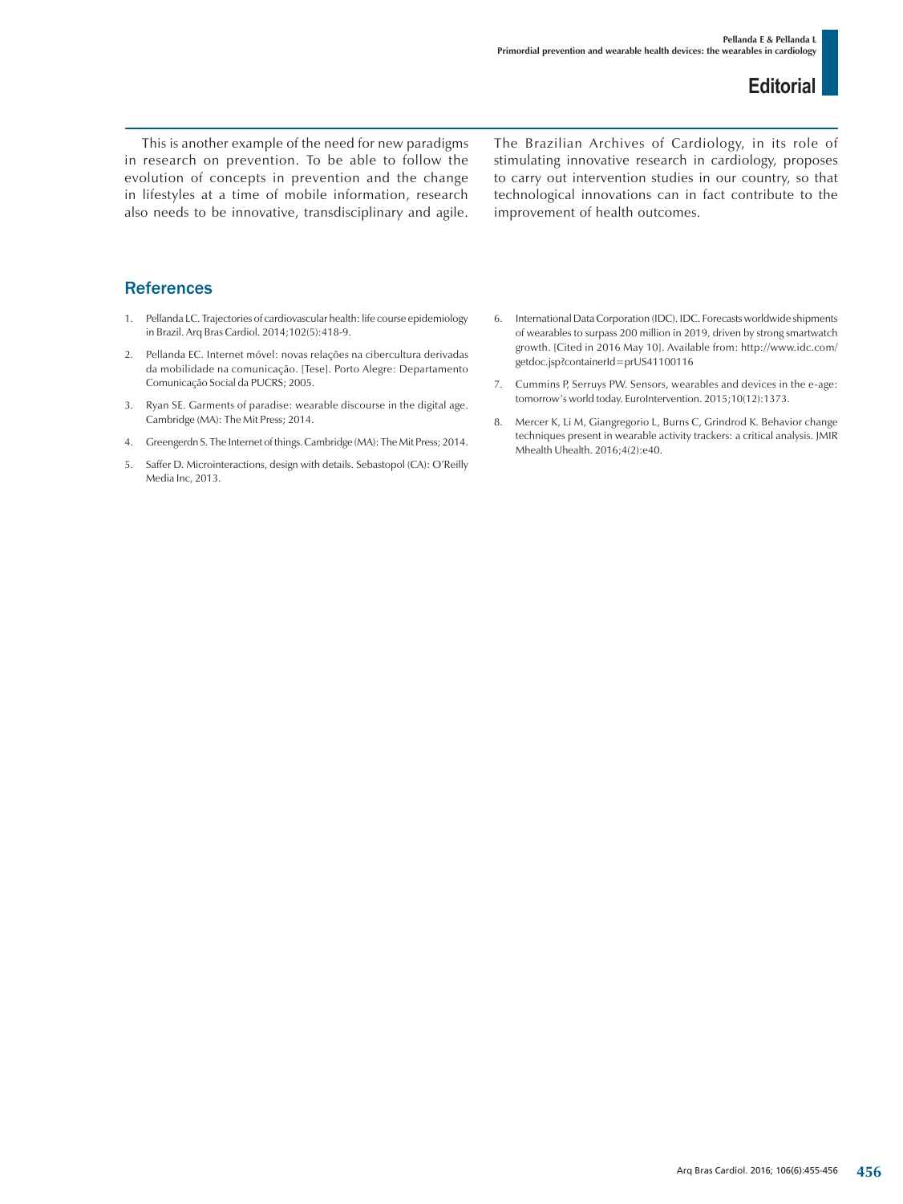This is another example of the need for new paradigms in research on prevention. To be able to follow the evolution of concepts in prevention and the change in lifestyles at a time of mobile information, research also needs to be innovative, transdisciplinary and agile. The Brazilian Archives of Cardiology, in its role of stimulating innovative research in cardiology, proposes to carry out intervention studies in our country, so that technological innovations can in fact contribute to the improvement of health outcomes.

## References

1. Pellanda LC. Trajectories of cardiovascular health: life course epidemiology in Brazil. Arq Bras Cardiol. 2014;102(5):418-9.
2. Pellanda EC. Internet móvel: novas relações na cibercultura derivadas da mobilidade na comunicação. [Tese]. Porto Alegre: Departamento Comunicação Social da PUCRS; 2005.
3. Ryan SE. Garments of paradise: wearable discourse in the digital age. Cambridge (MA): The Mit Press; 2014.
4. Greengerdn S. The Internet of things. Cambridge (MA): The Mit Press; 2014.
5. Saffer D. Microinteractions, design with details. Sebastopol (CA): O'Reilly Media Inc, 2013.
6. International Data Corporation (IDC). IDC. Forecasts worldwide shipments of wearables to surpass 200 million in 2019, driven by strong smartwatch growth. [Cited in 2016 May 10]. Available from: http://www.idc.com/getdoc.jsp?containerId=prUS41100116
7. Cummins P, Serruys PW. Sensors, wearables and devices in the e-age: tomorrow's world today. EuroIntervention. 2015;10(12):1373.
8. Mercer K, Li M, Giangregorio L, Burns C, Grindrod K. Behavior change techniques present in wearable activity trackers: a critical analysis. JMIR Mhealth Uhealth. 2016;4(2):e40.